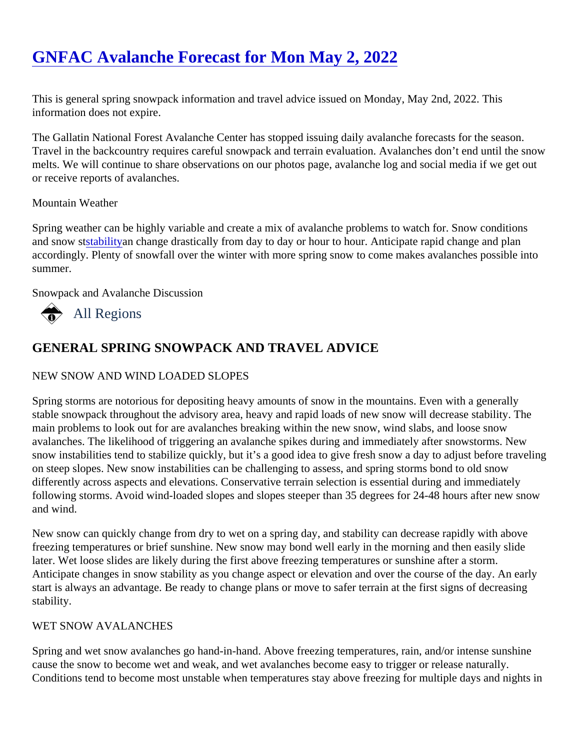# GNFAC Avalanche Forecast for Mon May 2, 2022

This is general spring snowpack information and travel advice issued on Monday, May 2nd, 2022. This information does not expire.

The Gallatin National Forest Avalanche Center has stopped issuing daily avalanche forecasts for the season. Travel in the backcountry requires careful snowpack and terrain evaluation. Avalanches don't end until the snow melts. We will continue to share observations on our photos page, avalanche log and social media if we get out or receive reports of avalanches.

Mountain Weather

Spring weather can be highly variable and create a mix of avalanche problems to watch for. Snow conditions and snow stability can change drastically from day to day or hour to hour. Anticipate rapid change and plan accordingly. Plenty of snowfall over the winter with more spring snow to come makes avalanches possible into summer.

Snowpack and Avalanche Discussion

All Regions

## GENERAL SPRING SNOWPACK AND TRAVEL ADVICE

NEW SNOW AND WIND LOADED SLOPES

Spring storms are notorious for depositing heavy amounts of snow in the mountains. Even with a generally stable snowpack throughout the advisory area, heavy and rapid loads of new snow will decrease stability. The main problems to look out for are avalanches breaking within the new snow, wind slabs, and loose snow avalanches. The likelihood of triggering an avalanche spikes during and immediately after snowstorms. New snow instabilities tend to stabilize quickly, but it's a good idea to give fresh snow a day to adjust before traveling on steep slopes. New snow instabilities can be challenging to assess, and spring storms bond to old snow differently across aspects and elevations. Conservative terrain selection is essential during and immediately following storms. Avoid wind-loaded slopes and slopes steeper than 35 degrees for 24-48 hours after new snow and wind.

New snow can quickly change from dry to wet on a spring day, and stability can decrease rapidly with above freezing temperatures or brief sunshine. New snow may bond well early in the morning and then easily slide later. Wet loose slides are likely during the first above freezing temperatures or sunshine after a storm. Anticipate changes in snow stability as you change aspect or elevation and over the course of the day. An early start is always an advantage. Be ready to change plans or move to safer terrain at the first signs of decreasing stability.

WET SNOW AVALANCHES

Spring and wet snow avalanches go hand-in-hand. Above freezing temperatures, rain, and/or intense sunshine cause the snow to become wet and weak, and wet avalanches become easy to trigger or release naturally. Conditions tend to become most unstable when temperatures stay above freezing for multiple days and nights in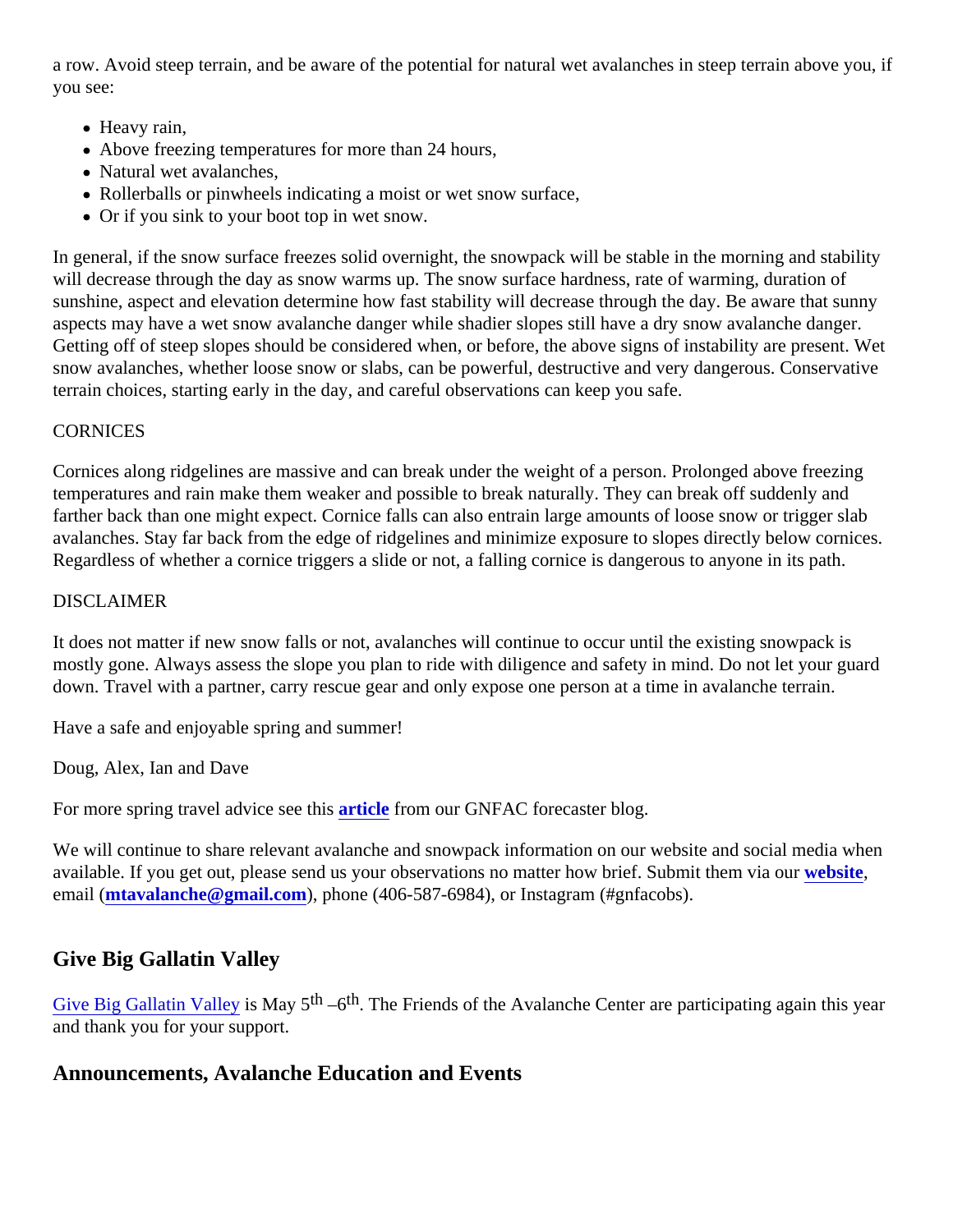a row. Avoid steep terrain, and be aware of the potential for natural wet avalanches in steep terrain above you, if you see:

- Heavy rain,
- Above freezing temperatures for more than 24 hours,
- Natural wet avalanches,
- Rollerballs or pinwheels indicating a moist or wet snow surface,
- Or if you sink to your boot top in wet snow.

In general, if the snow surface freezes solid overnight, the snowpack will be stable in the morning and stability will decrease through the day as snow warms up. The snow surface hardness, rate of warming, duration of sunshine, aspect and elevation determine how fast stability will decrease through the day. Be aware that sunny aspects may have a wet snow avalanche danger while shadier slopes still have a dry snow avalanche danger. Getting off of steep slopes should be considered when, or before, the above signs of instability are present. Wet snow avalanches, whether loose snow or slabs, can be powerful, destructive and very dangerous. Conservative terrain choices, starting early in the day, and careful observations can keep you safe.

CORNICES

Cornices along ridgelines are massive and can break under the weight of a person. Prolonged above freezing temperatures and rain make them weaker and possible to break naturally. They can break off suddenly and farther back than one might expect. Cornice falls can also entrain large amounts of loose snow or trigger slab avalanches. Stay far back from the edge of ridgelines and minimize exposure to slopes directly below cornices. Regardless of whether a cornice triggers a slide or not, a falling cornice is dangerous to anyone in its path.

DISCLAIMER

It does not matter if new snow falls or not, avalanches will continue to occur until the existing snowpack is mostly gone. Always assess the slope you plan to ride with diligence and safety in mind. Do not let your guard down. Travel with a partner, carry rescue gear and only expose one person at a time in avalanche terrain.

Have a safe and enjoyable spring and summer!

Doug, Alex, Ian and Dave

For more spring travel advice see this **article** from our GNFAC forecaster blog.

We will continue to share relevant avalanche and snowpack information on our website and social media when available. If you get out, please send us your observations no matter how brief. Submit them via our **website**, email (**mtavalanche@gmail.com**), phone (406-587-6984), or Instagram (#gnfacobs).

## Give Big Gallatin Valley

Give Big Gallatin Valley is May 5th –6th. The Friends of the Avalanche Center are participating again this year and thank you for your support.

## Announcements, Avalanche Education and Events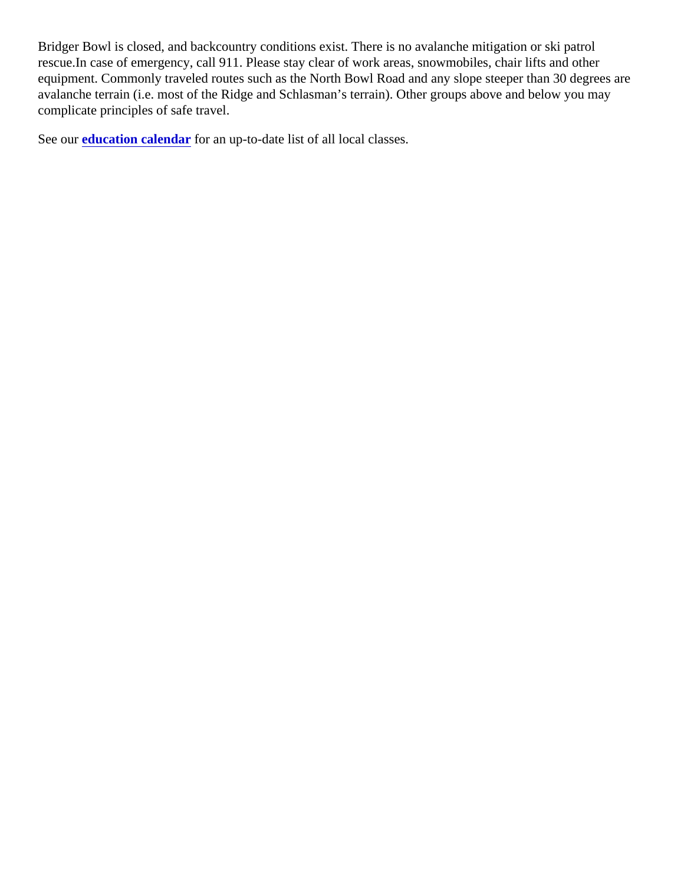Bridger Bowl is closed, and backcountry conditions exist. There is no avalanche mitigation or ski patrol rescue.In case of emergency, call 911. Please stay clear of work areas, snowmobiles, chair lifts and other equipment. Commonly traveled routes such as the North Bowl Road and any slope steeper than 30 degrees are avalanche terrain (i.e. most of the Ridge and Schlasman's terrain). Other groups above and below you may complicate principles of safe travel.

See our **education calendar** for an up-to-date list of all local classes.